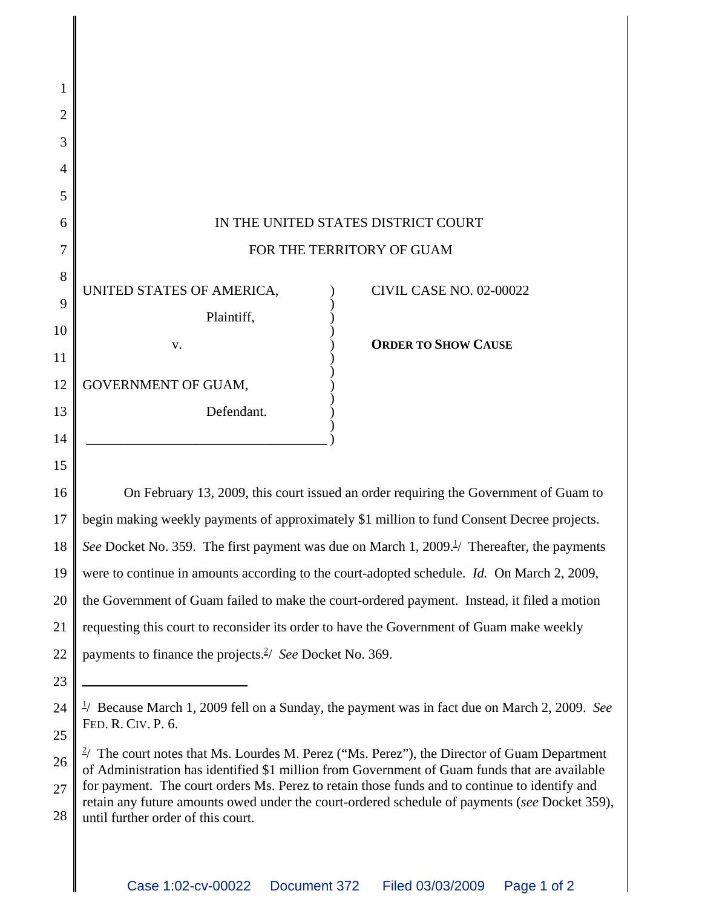IN THE UNITED STATES DISTRICT COURT

FOR THE TERRITORY OF GUAM

| | | |
|---|---|---|
| UNITED STATES OF AMERICA,<br>Plaintiff,<br>v.<br>GOVERNMENT OF GUAM,<br>Defendant. | ) | CIVIL CASE NO. 02-00022<br><br>**ORDER TO SHOW CAUSE** |

On February 13, 2009, this court issued an order requiring the Government of Guam to begin making weekly payments of approximately $1 million to fund Consent Decree projects. *See* Docket No. 359. The first payment was due on March 1, 2009.[1]/ Thereafter, the payments were to continue in amounts according to the court-adopted schedule. *Id.* On March 2, 2009, the Government of Guam failed to make the court-ordered payment. Instead, it filed a motion requesting this court to reconsider its order to have the Government of Guam make weekly payments to finance the projects.[2]/ *See* Docket No. 369.

---

[1]/ Because March 1, 2009 fell on a Sunday, the payment was in fact due on March 2, 2009. *See* FED. R. CIV. P. 6.

[2]/ The court notes that Ms. Lourdes M. Perez ("Ms. Perez"), the Director of Guam Department of Administration has identified $1 million from Government of Guam funds that are available for payment. The court orders Ms. Perez to retain those funds and to continue to identify and retain any future amounts owed under the court-ordered schedule of payments (*see* Docket 359), until further order of this court.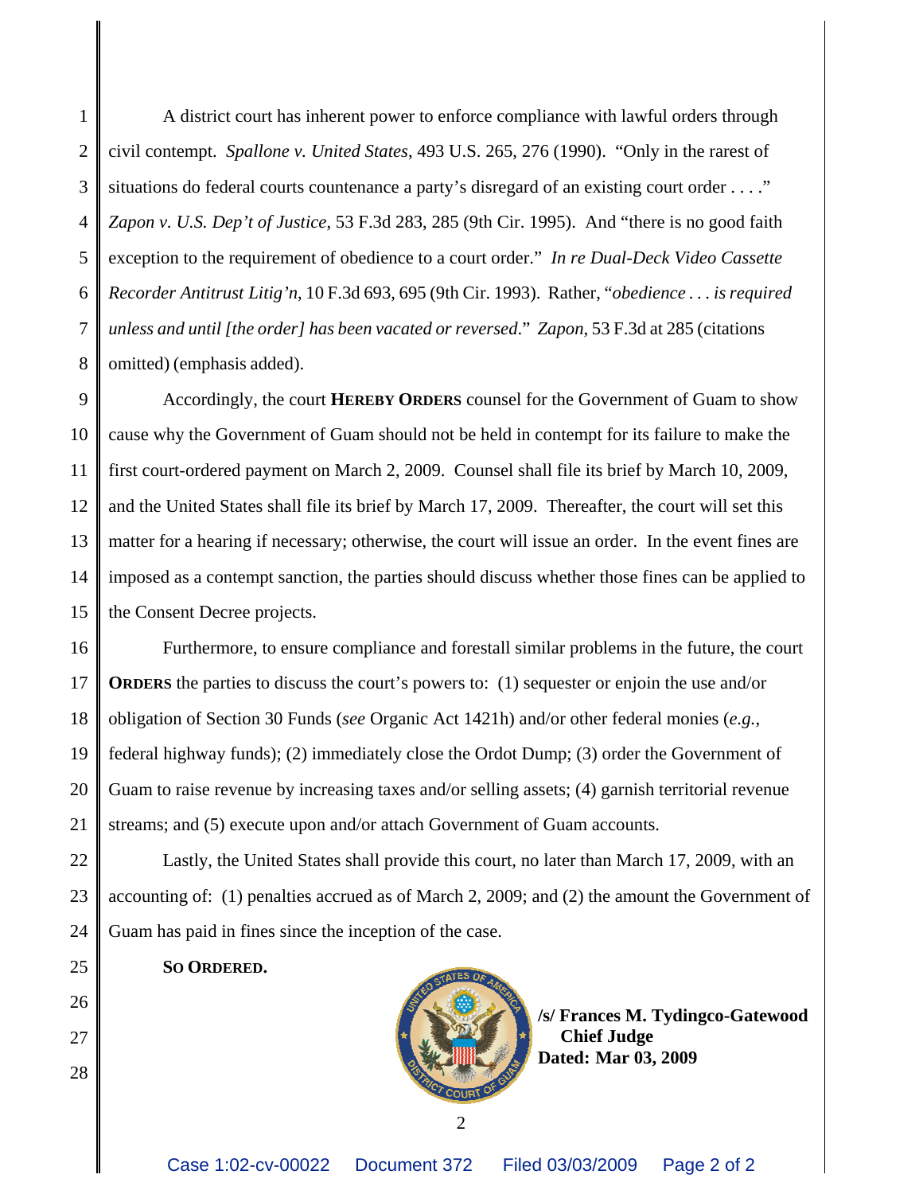A district court has inherent power to enforce compliance with lawful orders through civil contempt. *Spallone v. United States*, 493 U.S. 265, 276 (1990). "Only in the rarest of situations do federal courts countenance a party's disregard of an existing court order . . . ." *Zapon v. U.S. Dep't of Justice*, 53 F.3d 283, 285 (9th Cir. 1995). And "there is no good faith exception to the requirement of obedience to a court order." *In re Dual-Deck Video Cassette Recorder Antitrust Litig'n*, 10 F.3d 693, 695 (9th Cir. 1993). Rather, "*obedience . . . is required unless and until [the order] has been vacated or reversed*." *Zapon*, 53 F.3d at 285 (citations omitted) (emphasis added).

Accordingly, the court **HEREBY ORDERS** counsel for the Government of Guam to show cause why the Government of Guam should not be held in contempt for its failure to make the first court-ordered payment on March 2, 2009. Counsel shall file its brief by March 10, 2009, and the United States shall file its brief by March 17, 2009. Thereafter, the court will set this matter for a hearing if necessary; otherwise, the court will issue an order. In the event fines are imposed as a contempt sanction, the parties should discuss whether those fines can be applied to the Consent Decree projects.

Furthermore, to ensure compliance and forestall similar problems in the future, the court **ORDERS** the parties to discuss the court's powers to: (1) sequester or enjoin the use and/or obligation of Section 30 Funds (*see* Organic Act 1421h) and/or other federal monies (*e.g.*, federal highway funds); (2) immediately close the Ordot Dump; (3) order the Government of Guam to raise revenue by increasing taxes and/or selling assets; (4) garnish territorial revenue streams; and (5) execute upon and/or attach Government of Guam accounts.

Lastly, the United States shall provide this court, no later than March 17, 2009, with an accounting of: (1) penalties accrued as of March 2, 2009; and (2) the amount the Government of Guam has paid in fines since the inception of the case.

**SO ORDERED.**

**/s/ Frances M. Tydingco-Gatewood**
**Chief Judge**
**Dated: Mar 03, 2009**